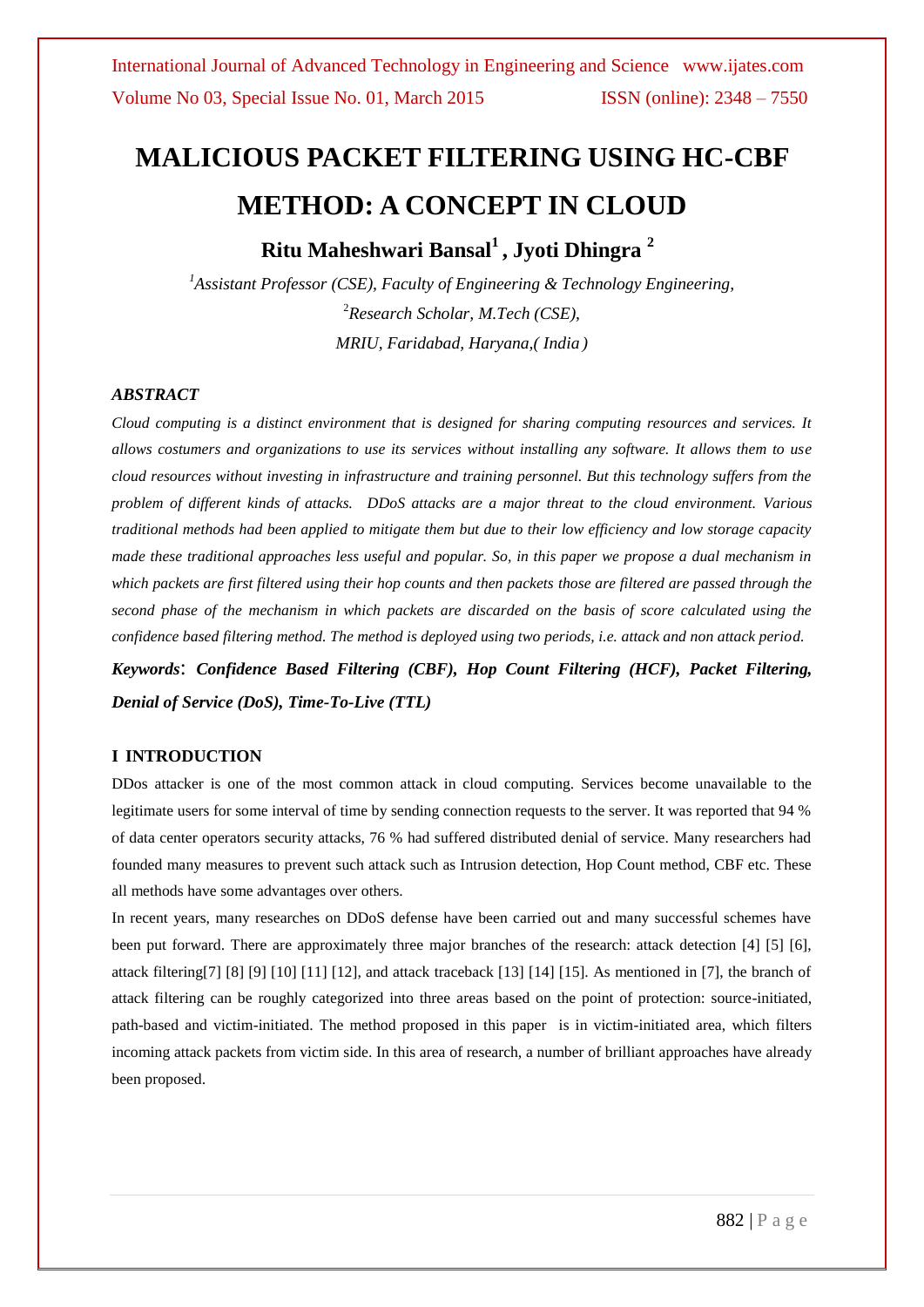# MALICIOUS PACKET FILTERING USING HC-CBF METHOD: A CONCEPT IN CLOUD

**Ritu Maheshwari Bansal[1], Jyoti Dhingra [2]**

*[1]Assistant Professor (CSE), Faculty of Engineering & Technology Engineering,*
*[2]Research Scholar, M.Tech (CSE),*
*MRIU, Faridabad, Haryana,( India )*

### *ABSTRACT*

*Cloud computing is a distinct environment that is designed for sharing computing resources and services. It allows costumers and organizations to use its services without installing any software. It allows them to use cloud resources without investing in infrastructure and training personnel. But this technology suffers from the problem of different kinds of attacks. DDoS attacks are a major threat to the cloud environment. Various traditional methods had been applied to mitigate them but due to their low efficiency and low storage capacity made these traditional approaches less useful and popular. So, in this paper we propose a dual mechanism in which packets are first filtered using their hop counts and then packets those are filtered are passed through the second phase of the mechanism in which packets are discarded on the basis of score calculated using the confidence based filtering method. The method is deployed using two periods, i.e. attack and non attack period.*

***Keywords*: *Confidence Based Filtering (CBF), Hop Count Filtering (HCF), Packet Filtering, Denial of Service (DoS), Time-To-Live (TTL)***

## I INTRODUCTION

DDos attacker is one of the most common attack in cloud computing. Services become unavailable to the legitimate users for some interval of time by sending connection requests to the server. It was reported that 94 % of data center operators security attacks, 76 % had suffered distributed denial of service. Many researchers had founded many measures to prevent such attack such as Intrusion detection, Hop Count method, CBF etc. These all methods have some advantages over others.

In recent years, many researches on DDoS defense have been carried out and many successful schemes have been put forward. There are approximately three major branches of the research: attack detection [4] [5] [6], attack filtering[7] [8] [9] [10] [11] [12], and attack traceback [13] [14] [15]. As mentioned in [7], the branch of attack filtering can be roughly categorized into three areas based on the point of protection: source-initiated, path-based and victim-initiated. The method proposed in this paper is in victim-initiated area, which filters incoming attack packets from victim side. In this area of research, a number of brilliant approaches have already been proposed.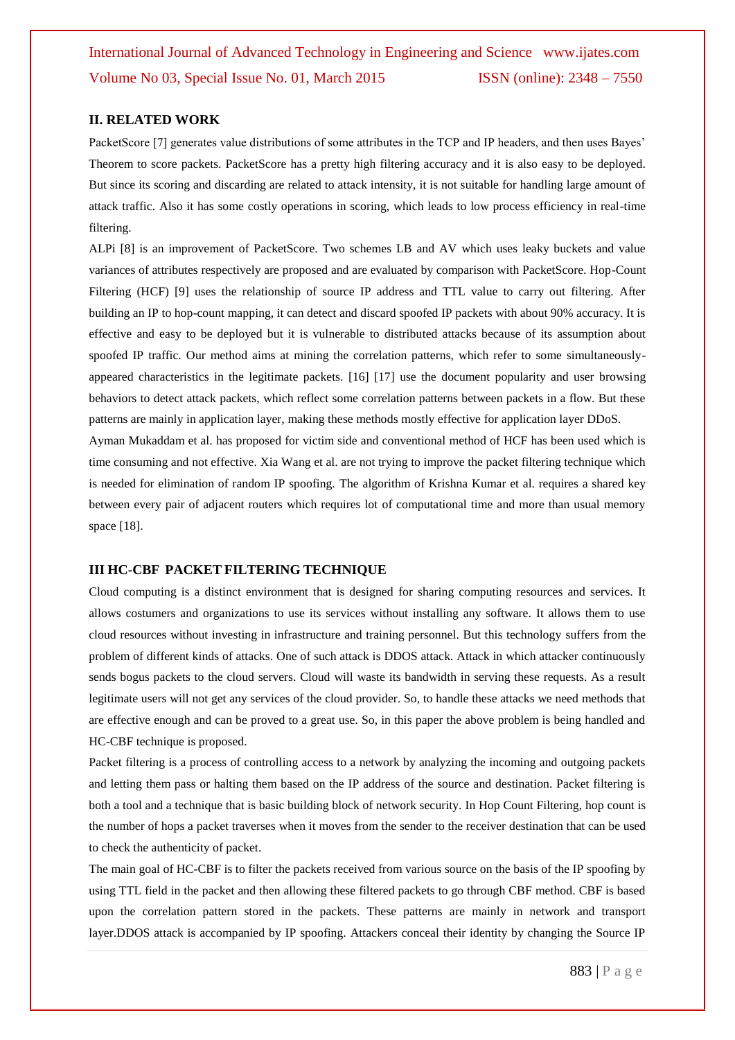## II. RELATED WORK

PacketScore [7] generates value distributions of some attributes in the TCP and IP headers, and then uses Bayes' Theorem to score packets. PacketScore has a pretty high filtering accuracy and it is also easy to be deployed. But since its scoring and discarding are related to attack intensity, it is not suitable for handling large amount of attack traffic. Also it has some costly operations in scoring, which leads to low process efficiency in real-time filtering.

ALPi [8] is an improvement of PacketScore. Two schemes LB and AV which uses leaky buckets and value variances of attributes respectively are proposed and are evaluated by comparison with PacketScore. Hop-Count Filtering (HCF) [9] uses the relationship of source IP address and TTL value to carry out filtering. After building an IP to hop-count mapping, it can detect and discard spoofed IP packets with about 90% accuracy. It is effective and easy to be deployed but it is vulnerable to distributed attacks because of its assumption about spoofed IP traffic. Our method aims at mining the correlation patterns, which refer to some simultaneously-appeared characteristics in the legitimate packets. [16] [17] use the document popularity and user browsing behaviors to detect attack packets, which reflect some correlation patterns between packets in a flow. But these patterns are mainly in application layer, making these methods mostly effective for application layer DDoS.

Ayman Mukaddam et al. has proposed for victim side and conventional method of HCF has been used which is time consuming and not effective. Xia Wang et al. are not trying to improve the packet filtering technique which is needed for elimination of random IP spoofing. The algorithm of Krishna Kumar et al. requires a shared key between every pair of adjacent routers which requires lot of computational time and more than usual memory space [18].

## III HC-CBF PACKET FILTERING TECHNIQUE

Cloud computing is a distinct environment that is designed for sharing computing resources and services. It allows costumers and organizations to use its services without installing any software. It allows them to use cloud resources without investing in infrastructure and training personnel. But this technology suffers from the problem of different kinds of attacks. One of such attack is DDOS attack. Attack in which attacker continuously sends bogus packets to the cloud servers. Cloud will waste its bandwidth in serving these requests. As a result legitimate users will not get any services of the cloud provider. So, to handle these attacks we need methods that are effective enough and can be proved to a great use. So, in this paper the above problem is being handled and HC-CBF technique is proposed.

Packet filtering is a process of controlling access to a network by analyzing the incoming and outgoing packets and letting them pass or halting them based on the IP address of the source and destination. Packet filtering is both a tool and a technique that is basic building block of network security. In Hop Count Filtering, hop count is the number of hops a packet traverses when it moves from the sender to the receiver destination that can be used to check the authenticity of packet.

The main goal of HC-CBF is to filter the packets received from various source on the basis of the IP spoofing by using TTL field in the packet and then allowing these filtered packets to go through CBF method. CBF is based upon the correlation pattern stored in the packets. These patterns are mainly in network and transport layer.DDOS attack is accompanied by IP spoofing. Attackers conceal their identity by changing the Source IP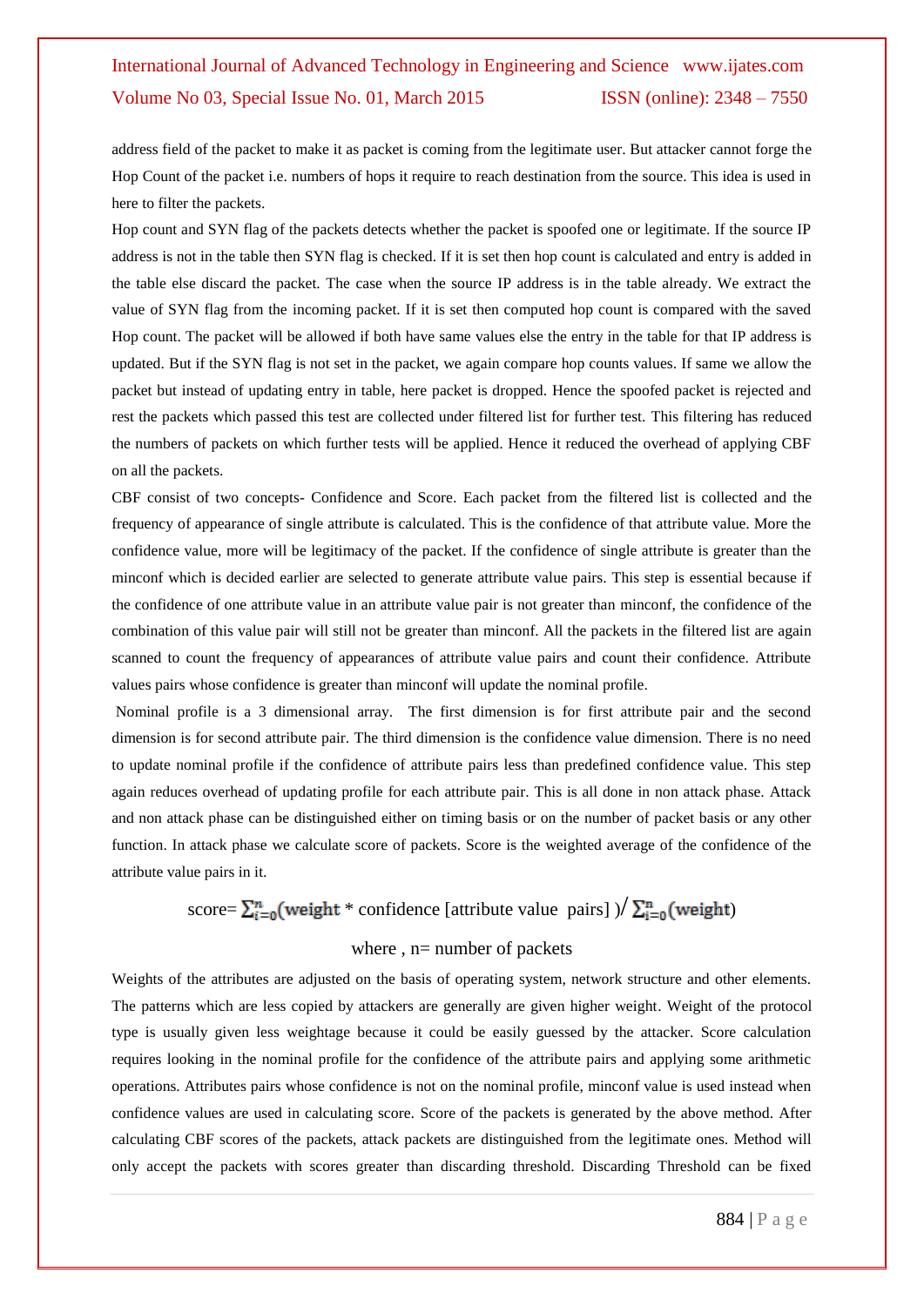address field of the packet to make it as packet is coming from the legitimate user. But attacker cannot forge the Hop Count of the packet i.e. numbers of hops it require to reach destination from the source. This idea is used in here to filter the packets.

Hop count and SYN flag of the packets detects whether the packet is spoofed one or legitimate. If the source IP address is not in the table then SYN flag is checked. If it is set then hop count is calculated and entry is added in the table else discard the packet. The case when the source IP address is in the table already. We extract the value of SYN flag from the incoming packet. If it is set then computed hop count is compared with the saved Hop count. The packet will be allowed if both have same values else the entry in the table for that IP address is updated. But if the SYN flag is not set in the packet, we again compare hop counts values. If same we allow the packet but instead of updating entry in table, here packet is dropped. Hence the spoofed packet is rejected and rest the packets which passed this test are collected under filtered list for further test. This filtering has reduced the numbers of packets on which further tests will be applied. Hence it reduced the overhead of applying CBF on all the packets.

CBF consist of two concepts- Confidence and Score. Each packet from the filtered list is collected and the frequency of appearance of single attribute is calculated. This is the confidence of that attribute value. More the confidence value, more will be legitimacy of the packet. If the confidence of single attribute is greater than the minconf which is decided earlier are selected to generate attribute value pairs. This step is essential because if the confidence of one attribute value in an attribute value pair is not greater than minconf, the confidence of the combination of this value pair will still not be greater than minconf. All the packets in the filtered list are again scanned to count the frequency of appearances of attribute value pairs and count their confidence. Attribute values pairs whose confidence is greater than minconf will update the nominal profile.

Nominal profile is a 3 dimensional array. The first dimension is for first attribute pair and the second dimension is for second attribute pair. The third dimension is the confidence value dimension. There is no need to update nominal profile if the confidence of attribute pairs less than predefined confidence value. This step again reduces overhead of updating profile for each attribute pair. This is all done in non attack phase. Attack and non attack phase can be distinguished either on timing basis or on the number of packet basis or any other function. In attack phase we calculate score of packets. Score is the weighted average of the confidence of the attribute value pairs in it.

$$\text{score} = \sum_{i=0}^{n}(\text{weight} * \text{confidence [attribute value pairs]}) \Big/ \sum_{i=0}^{n}(\text{weight})$$

where , n= number of packets

Weights of the attributes are adjusted on the basis of operating system, network structure and other elements. The patterns which are less copied by attackers are generally are given higher weight. Weight of the protocol type is usually given less weightage because it could be easily guessed by the attacker. Score calculation requires looking in the nominal profile for the confidence of the attribute pairs and applying some arithmetic operations. Attributes pairs whose confidence is not on the nominal profile, minconf value is used instead when confidence values are used in calculating score. Score of the packets is generated by the above method. After calculating CBF scores of the packets, attack packets are distinguished from the legitimate ones. Method will only accept the packets with scores greater than discarding threshold. Discarding Threshold can be fixed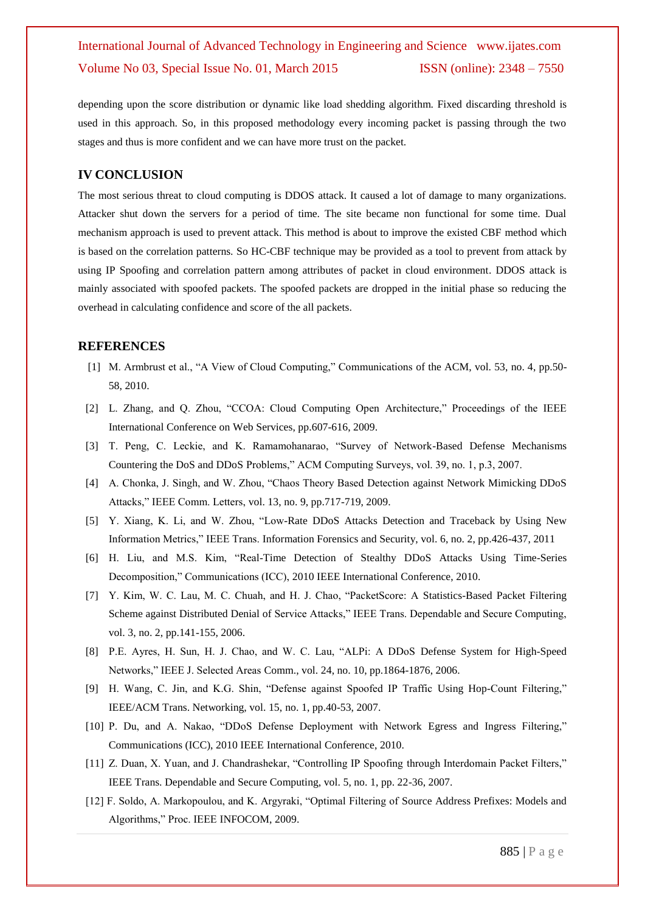depending upon the score distribution or dynamic like load shedding algorithm. Fixed discarding threshold is used in this approach. So, in this proposed methodology every incoming packet is passing through the two stages and thus is more confident and we can have more trust on the packet.

## IV CONCLUSION

The most serious threat to cloud computing is DDOS attack. It caused a lot of damage to many organizations. Attacker shut down the servers for a period of time. The site became non functional for some time. Dual mechanism approach is used to prevent attack. This method is about to improve the existed CBF method which is based on the correlation patterns. So HC-CBF technique may be provided as a tool to prevent from attack by using IP Spoofing and correlation pattern among attributes of packet in cloud environment. DDOS attack is mainly associated with spoofed packets. The spoofed packets are dropped in the initial phase so reducing the overhead in calculating confidence and score of the all packets.

## REFERENCES

[1] M. Armbrust et al., "A View of Cloud Computing," Communications of the ACM, vol. 53, no. 4, pp.50-58, 2010.

[2] L. Zhang, and Q. Zhou, "CCOA: Cloud Computing Open Architecture," Proceedings of the IEEE International Conference on Web Services, pp.607-616, 2009.

[3] T. Peng, C. Leckie, and K. Ramamohanarao, "Survey of Network-Based Defense Mechanisms Countering the DoS and DDoS Problems," ACM Computing Surveys, vol. 39, no. 1, p.3, 2007.

[4] A. Chonka, J. Singh, and W. Zhou, "Chaos Theory Based Detection against Network Mimicking DDoS Attacks," IEEE Comm. Letters, vol. 13, no. 9, pp.717-719, 2009.

[5] Y. Xiang, K. Li, and W. Zhou, "Low-Rate DDoS Attacks Detection and Traceback by Using New Information Metrics," IEEE Trans. Information Forensics and Security, vol. 6, no. 2, pp.426-437, 2011

[6] H. Liu, and M.S. Kim, "Real-Time Detection of Stealthy DDoS Attacks Using Time-Series Decomposition," Communications (ICC), 2010 IEEE International Conference, 2010.

[7] Y. Kim, W. C. Lau, M. C. Chuah, and H. J. Chao, "PacketScore: A Statistics-Based Packet Filtering Scheme against Distributed Denial of Service Attacks," IEEE Trans. Dependable and Secure Computing, vol. 3, no. 2, pp.141-155, 2006.

[8] P.E. Ayres, H. Sun, H. J. Chao, and W. C. Lau, "ALPi: A DDoS Defense System for High-Speed Networks," IEEE J. Selected Areas Comm., vol. 24, no. 10, pp.1864-1876, 2006.

[9] H. Wang, C. Jin, and K.G. Shin, "Defense against Spoofed IP Traffic Using Hop-Count Filtering," IEEE/ACM Trans. Networking, vol. 15, no. 1, pp.40-53, 2007.

[10] P. Du, and A. Nakao, "DDoS Defense Deployment with Network Egress and Ingress Filtering," Communications (ICC), 2010 IEEE International Conference, 2010.

[11] Z. Duan, X. Yuan, and J. Chandrashekar, "Controlling IP Spoofing through Interdomain Packet Filters," IEEE Trans. Dependable and Secure Computing, vol. 5, no. 1, pp. 22-36, 2007.

[12] F. Soldo, A. Markopoulou, and K. Argyraki, "Optimal Filtering of Source Address Prefixes: Models and Algorithms," Proc. IEEE INFOCOM, 2009.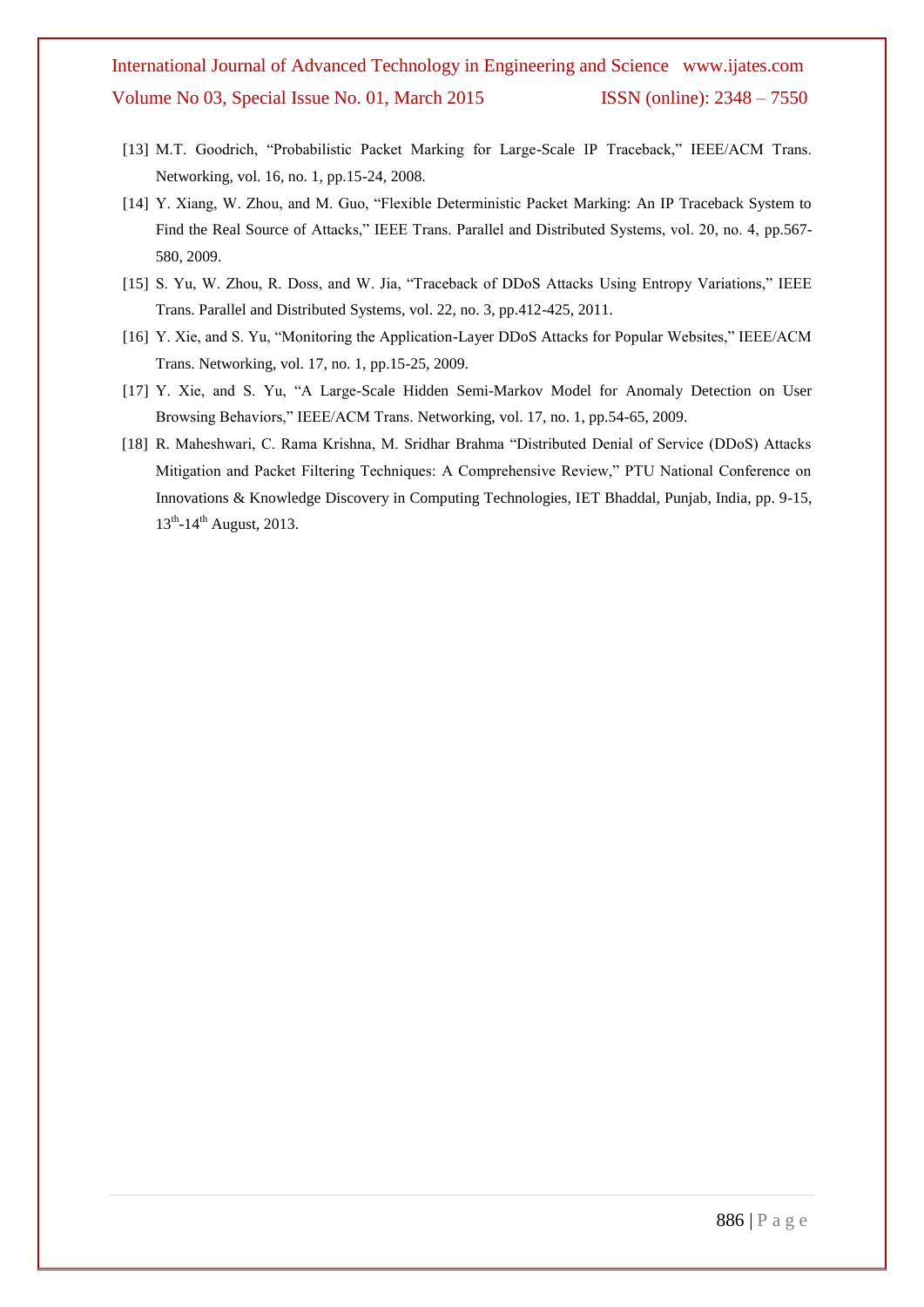[13] M.T. Goodrich, "Probabilistic Packet Marking for Large-Scale IP Traceback," IEEE/ACM Trans. Networking, vol. 16, no. 1, pp.15-24, 2008.

[14] Y. Xiang, W. Zhou, and M. Guo, "Flexible Deterministic Packet Marking: An IP Traceback System to Find the Real Source of Attacks," IEEE Trans. Parallel and Distributed Systems, vol. 20, no. 4, pp.567-580, 2009.

[15] S. Yu, W. Zhou, R. Doss, and W. Jia, "Traceback of DDoS Attacks Using Entropy Variations," IEEE Trans. Parallel and Distributed Systems, vol. 22, no. 3, pp.412-425, 2011.

[16] Y. Xie, and S. Yu, "Monitoring the Application-Layer DDoS Attacks for Popular Websites," IEEE/ACM Trans. Networking, vol. 17, no. 1, pp.15-25, 2009.

[17] Y. Xie, and S. Yu, "A Large-Scale Hidden Semi-Markov Model for Anomaly Detection on User Browsing Behaviors," IEEE/ACM Trans. Networking, vol. 17, no. 1, pp.54-65, 2009.

[18] R. Maheshwari, C. Rama Krishna, M. Sridhar Brahma "Distributed Denial of Service (DDoS) Attacks Mitigation and Packet Filtering Techniques: A Comprehensive Review," PTU National Conference on Innovations & Knowledge Discovery in Computing Technologies, IET Bhaddal, Punjab, India, pp. 9-15, 13th-14th August, 2013.